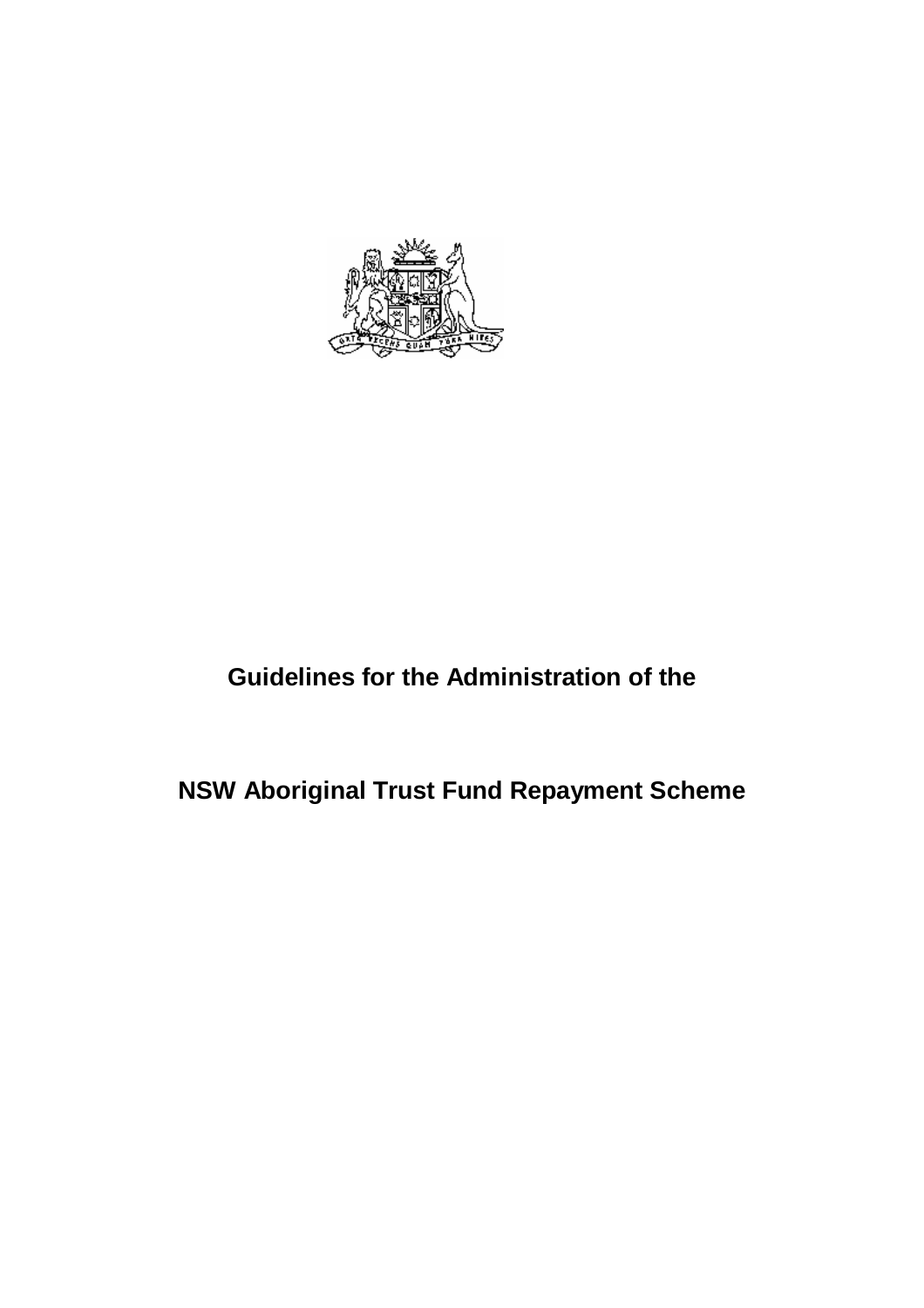# Guidelines for the Administration of the

# NSW Aboriginal Trust Fund Repayment Scheme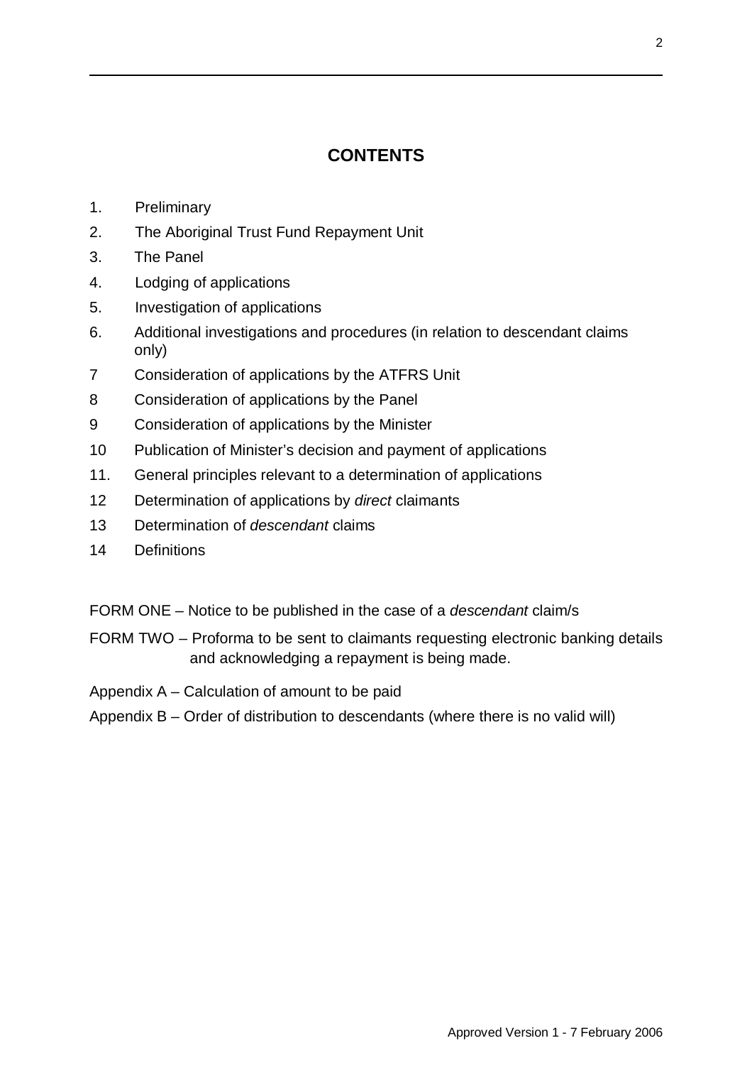# CONTENTS

1. Preliminary
2. The Aboriginal Trust Fund Repayment Unit
3. The Panel
4. Lodging of applications
5. Investigation of applications
6. Additional investigations and procedures (in relation to descendant claims only)
7 Consideration of applications by the ATFRS Unit
8 Consideration of applications by the Panel
9 Consideration of applications by the Minister
10 Publication of Minister's decision and payment of applications
11. General principles relevant to a determination of applications
12 Determination of applications by *direct* claimants
13 Determination of *descendant* claims
14 Definitions

FORM ONE – Notice to be published in the case of a *descendant* claim/s

FORM TWO – Proforma to be sent to claimants requesting electronic banking details and acknowledging a repayment is being made.

Appendix A – Calculation of amount to be paid

Appendix B – Order of distribution to descendants (where there is no valid will)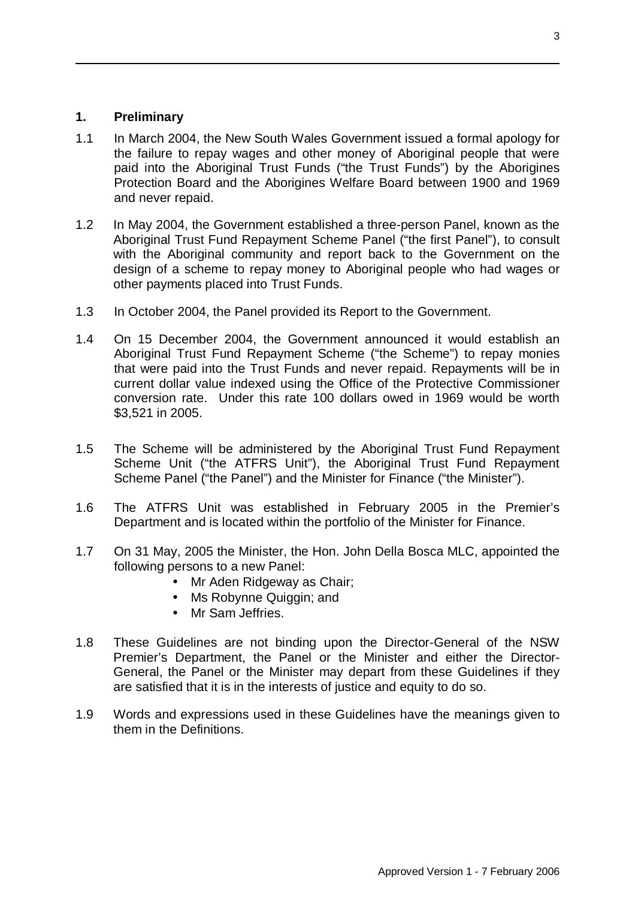## 1. Preliminary

1.1 In March 2004, the New South Wales Government issued a formal apology for the failure to repay wages and other money of Aboriginal people that were paid into the Aboriginal Trust Funds ("the Trust Funds") by the Aborigines Protection Board and the Aborigines Welfare Board between 1900 and 1969 and never repaid.

1.2 In May 2004, the Government established a three-person Panel, known as the Aboriginal Trust Fund Repayment Scheme Panel ("the first Panel"), to consult with the Aboriginal community and report back to the Government on the design of a scheme to repay money to Aboriginal people who had wages or other payments placed into Trust Funds.

1.3 In October 2004, the Panel provided its Report to the Government.

1.4 On 15 December 2004, the Government announced it would establish an Aboriginal Trust Fund Repayment Scheme ("the Scheme") to repay monies that were paid into the Trust Funds and never repaid. Repayments will be in current dollar value indexed using the Office of the Protective Commissioner conversion rate. Under this rate 100 dollars owed in 1969 would be worth $3,521 in 2005.

1.5 The Scheme will be administered by the Aboriginal Trust Fund Repayment Scheme Unit ("the ATFRS Unit"), the Aboriginal Trust Fund Repayment Scheme Panel ("the Panel") and the Minister for Finance ("the Minister").

1.6 The ATFRS Unit was established in February 2005 in the Premier's Department and is located within the portfolio of the Minister for Finance.

1.7 On 31 May, 2005 the Minister, the Hon. John Della Bosca MLC, appointed the following persons to a new Panel:

- Mr Aden Ridgeway as Chair;
- Ms Robynne Quiggin; and
- Mr Sam Jeffries.

1.8 These Guidelines are not binding upon the Director-General of the NSW Premier's Department, the Panel or the Minister and either the Director-General, the Panel or the Minister may depart from these Guidelines if they are satisfied that it is in the interests of justice and equity to do so.

1.9 Words and expressions used in these Guidelines have the meanings given to them in the Definitions.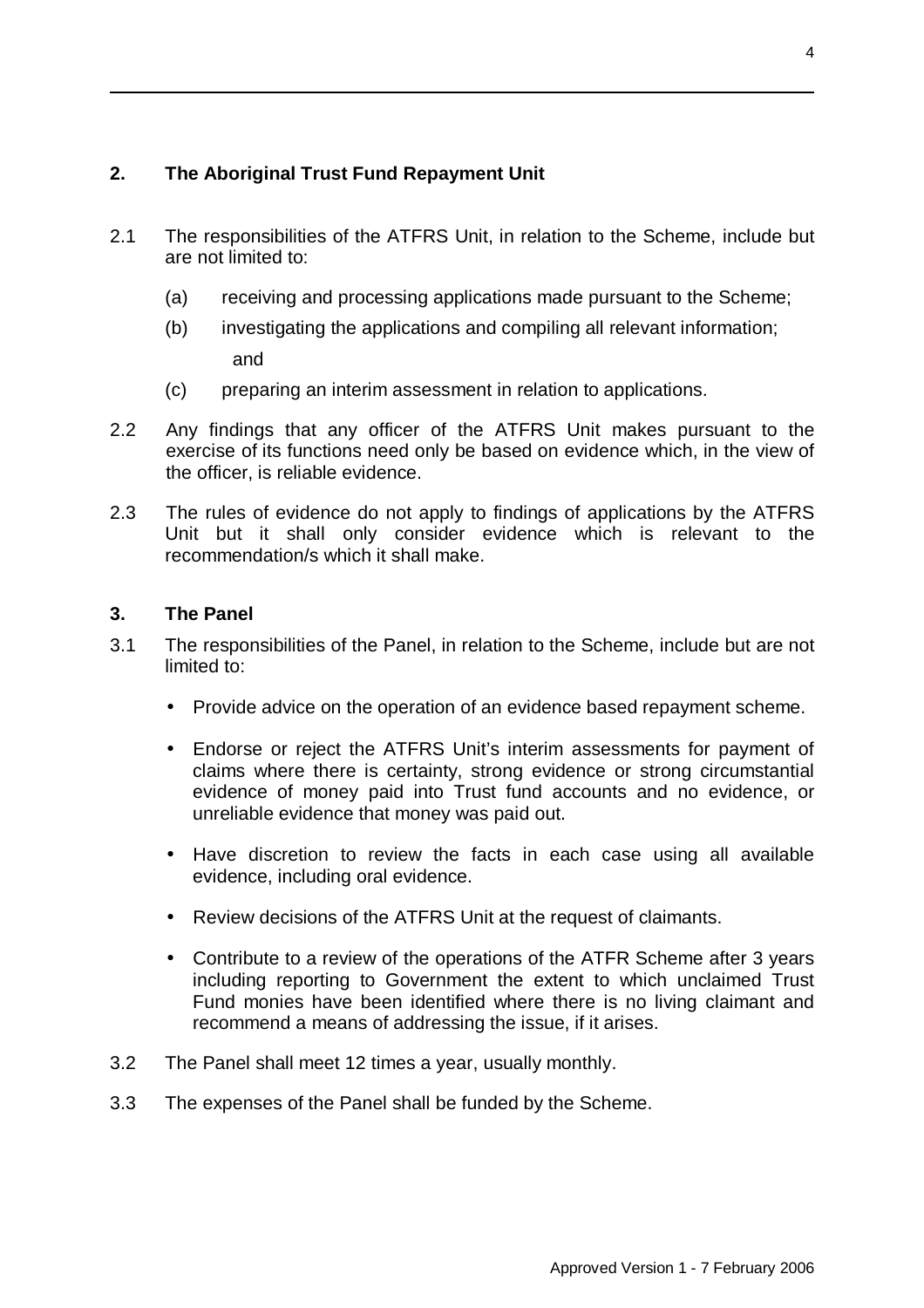## 2. The Aboriginal Trust Fund Repayment Unit

2.1 The responsibilities of the ATFRS Unit, in relation to the Scheme, include but are not limited to:

- (a) receiving and processing applications made pursuant to the Scheme;
- (b) investigating the applications and compiling all relevant information; and
- (c) preparing an interim assessment in relation to applications.

2.2 Any findings that any officer of the ATFRS Unit makes pursuant to the exercise of its functions need only be based on evidence which, in the view of the officer, is reliable evidence.

2.3 The rules of evidence do not apply to findings of applications by the ATFRS Unit but it shall only consider evidence which is relevant to the recommendation/s which it shall make.

## 3. The Panel

3.1 The responsibilities of the Panel, in relation to the Scheme, include but are not limited to:

- Provide advice on the operation of an evidence based repayment scheme.
- Endorse or reject the ATFRS Unit's interim assessments for payment of claims where there is certainty, strong evidence or strong circumstantial evidence of money paid into Trust fund accounts and no evidence, or unreliable evidence that money was paid out.
- Have discretion to review the facts in each case using all available evidence, including oral evidence.
- Review decisions of the ATFRS Unit at the request of claimants.
- Contribute to a review of the operations of the ATFR Scheme after 3 years including reporting to Government the extent to which unclaimed Trust Fund monies have been identified where there is no living claimant and recommend a means of addressing the issue, if it arises.

3.2 The Panel shall meet 12 times a year, usually monthly.

3.3 The expenses of the Panel shall be funded by the Scheme.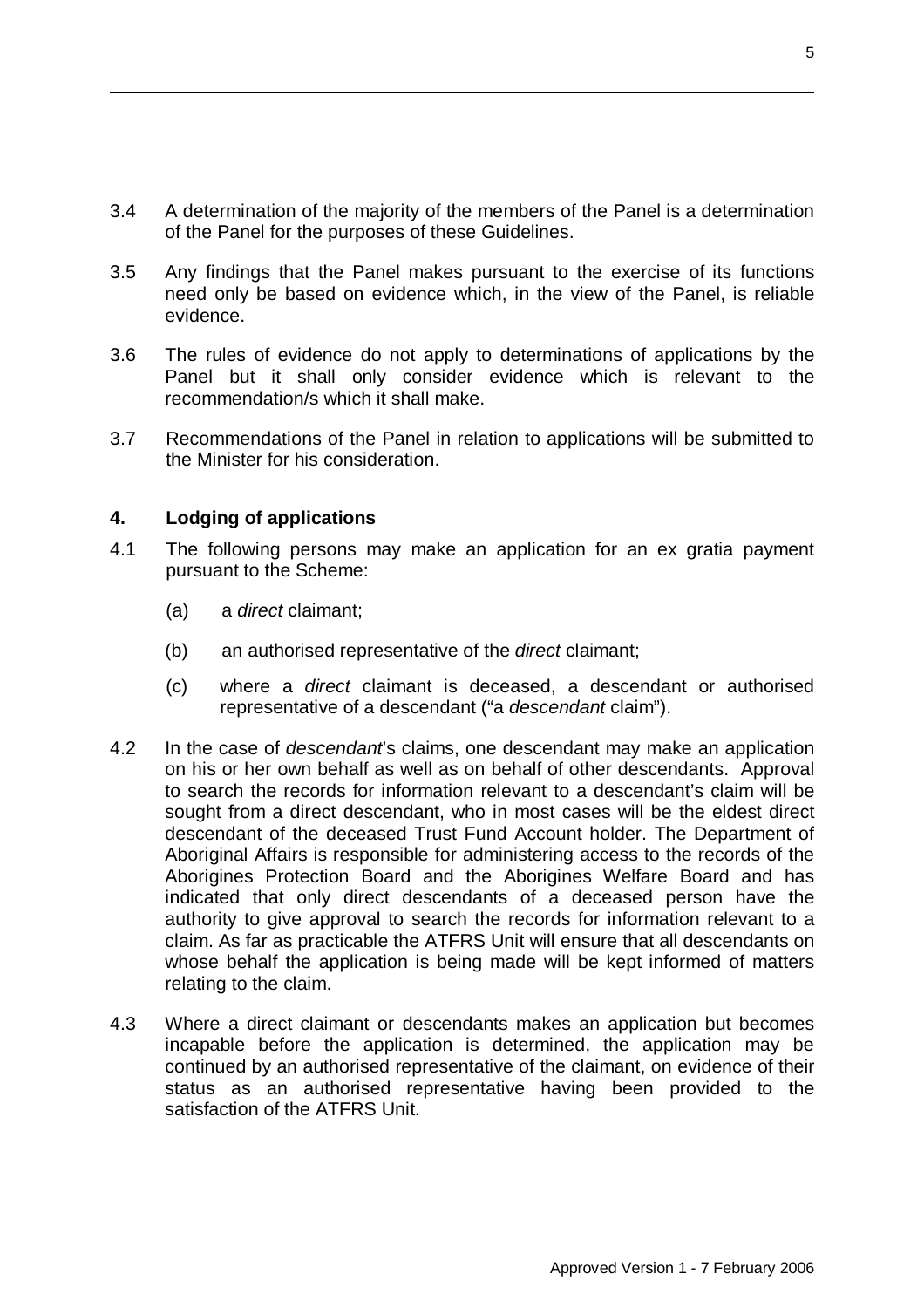3.4 A determination of the majority of the members of the Panel is a determination of the Panel for the purposes of these Guidelines.

3.5 Any findings that the Panel makes pursuant to the exercise of its functions need only be based on evidence which, in the view of the Panel, is reliable evidence.

3.6 The rules of evidence do not apply to determinations of applications by the Panel but it shall only consider evidence which is relevant to the recommendation/s which it shall make.

3.7 Recommendations of the Panel in relation to applications will be submitted to the Minister for his consideration.

## 4. Lodging of applications

4.1 The following persons may make an application for an ex gratia payment pursuant to the Scheme:

(a) a *direct* claimant;

(b) an authorised representative of the *direct* claimant;

(c) where a *direct* claimant is deceased, a descendant or authorised representative of a descendant ("a *descendant* claim").

4.2 In the case of *descendant*'s claims, one descendant may make an application on his or her own behalf as well as on behalf of other descendants. Approval to search the records for information relevant to a descendant's claim will be sought from a direct descendant, who in most cases will be the eldest direct descendant of the deceased Trust Fund Account holder. The Department of Aboriginal Affairs is responsible for administering access to the records of the Aborigines Protection Board and the Aborigines Welfare Board and has indicated that only direct descendants of a deceased person have the authority to give approval to search the records for information relevant to a claim. As far as practicable the ATFRS Unit will ensure that all descendants on whose behalf the application is being made will be kept informed of matters relating to the claim.

4.3 Where a direct claimant or descendants makes an application but becomes incapable before the application is determined, the application may be continued by an authorised representative of the claimant, on evidence of their status as an authorised representative having been provided to the satisfaction of the ATFRS Unit.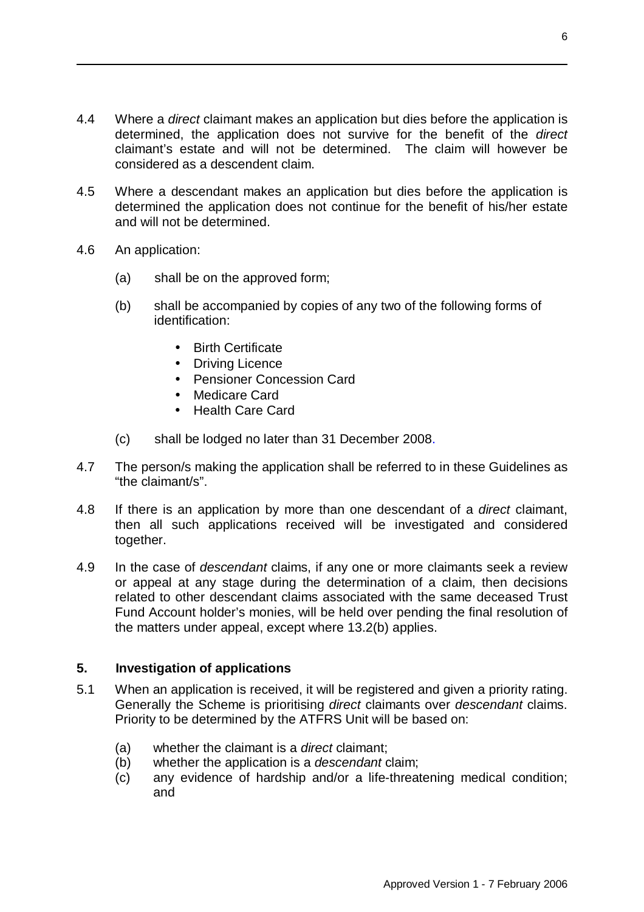4.4 Where a *direct* claimant makes an application but dies before the application is determined, the application does not survive for the benefit of the *direct* claimant's estate and will not be determined. The claim will however be considered as a descendent claim.

4.5 Where a descendant makes an application but dies before the application is determined the application does not continue for the benefit of his/her estate and will not be determined.

4.6 An application:

(a) shall be on the approved form;

(b) shall be accompanied by copies of any two of the following forms of identification:

- Birth Certificate
- Driving Licence
- Pensioner Concession Card
- Medicare Card
- Health Care Card

(c) shall be lodged no later than 31 December 2008.

4.7 The person/s making the application shall be referred to in these Guidelines as "the claimant/s".

4.8 If there is an application by more than one descendant of a *direct* claimant, then all such applications received will be investigated and considered together.

4.9 In the case of *descendant* claims, if any one or more claimants seek a review or appeal at any stage during the determination of a claim, then decisions related to other descendant claims associated with the same deceased Trust Fund Account holder's monies, will be held over pending the final resolution of the matters under appeal, except where 13.2(b) applies.

## 5. Investigation of applications

5.1 When an application is received, it will be registered and given a priority rating. Generally the Scheme is prioritising *direct* claimants over *descendant* claims. Priority to be determined by the ATFRS Unit will be based on:

(a) whether the claimant is a *direct* claimant;
(b) whether the application is a *descendant* claim;
(c) any evidence of hardship and/or a life-threatening medical condition; and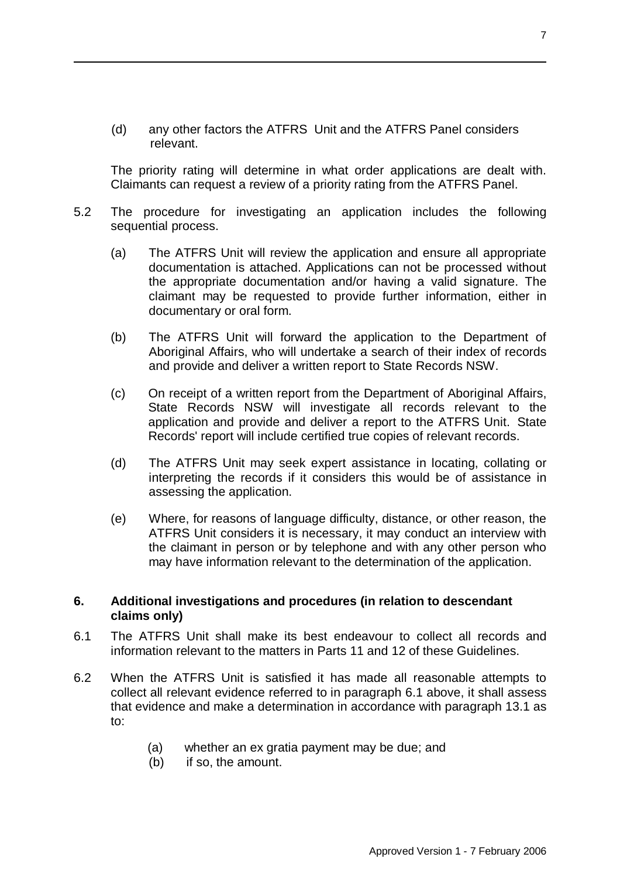(d) any other factors the ATFRS Unit and the ATFRS Panel considers relevant.

The priority rating will determine in what order applications are dealt with. Claimants can request a review of a priority rating from the ATFRS Panel.

5.2 The procedure for investigating an application includes the following sequential process.

(a) The ATFRS Unit will review the application and ensure all appropriate documentation is attached. Applications can not be processed without the appropriate documentation and/or having a valid signature. The claimant may be requested to provide further information, either in documentary or oral form.

(b) The ATFRS Unit will forward the application to the Department of Aboriginal Affairs, who will undertake a search of their index of records and provide and deliver a written report to State Records NSW.

(c) On receipt of a written report from the Department of Aboriginal Affairs, State Records NSW will investigate all records relevant to the application and provide and deliver a report to the ATFRS Unit. State Records' report will include certified true copies of relevant records.

(d) The ATFRS Unit may seek expert assistance in locating, collating or interpreting the records if it considers this would be of assistance in assessing the application.

(e) Where, for reasons of language difficulty, distance, or other reason, the ATFRS Unit considers it is necessary, it may conduct an interview with the claimant in person or by telephone and with any other person who may have information relevant to the determination of the application.

## 6. Additional investigations and procedures (in relation to descendant claims only)

6.1 The ATFRS Unit shall make its best endeavour to collect all records and information relevant to the matters in Parts 11 and 12 of these Guidelines.

6.2 When the ATFRS Unit is satisfied it has made all reasonable attempts to collect all relevant evidence referred to in paragraph 6.1 above, it shall assess that evidence and make a determination in accordance with paragraph 13.1 as to:

(a) whether an ex gratia payment may be due; and
(b) if so, the amount.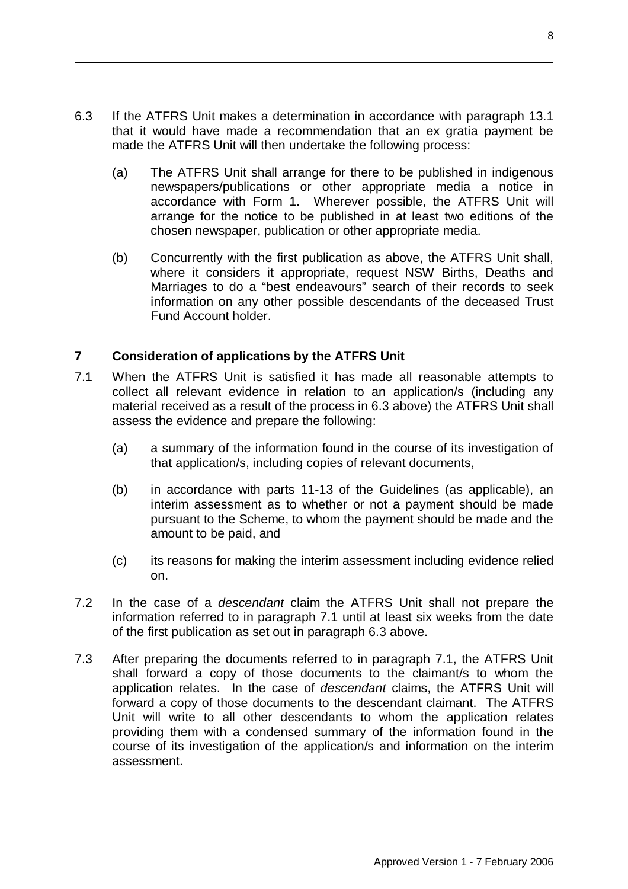6.3 If the ATFRS Unit makes a determination in accordance with paragraph 13.1 that it would have made a recommendation that an ex gratia payment be made the ATFRS Unit will then undertake the following process:

   (a) The ATFRS Unit shall arrange for there to be published in indigenous newspapers/publications or other appropriate media a notice in accordance with Form 1. Wherever possible, the ATFRS Unit will arrange for the notice to be published in at least two editions of the chosen newspaper, publication or other appropriate media.

   (b) Concurrently with the first publication as above, the ATFRS Unit shall, where it considers it appropriate, request NSW Births, Deaths and Marriages to do a "best endeavours" search of their records to seek information on any other possible descendants of the deceased Trust Fund Account holder.

## 7 Consideration of applications by the ATFRS Unit

7.1 When the ATFRS Unit is satisfied it has made all reasonable attempts to collect all relevant evidence in relation to an application/s (including any material received as a result of the process in 6.3 above) the ATFRS Unit shall assess the evidence and prepare the following:

   (a) a summary of the information found in the course of its investigation of that application/s, including copies of relevant documents,

   (b) in accordance with parts 11-13 of the Guidelines (as applicable), an interim assessment as to whether or not a payment should be made pursuant to the Scheme, to whom the payment should be made and the amount to be paid, and

   (c) its reasons for making the interim assessment including evidence relied on.

7.2 In the case of a *descendant* claim the ATFRS Unit shall not prepare the information referred to in paragraph 7.1 until at least six weeks from the date of the first publication as set out in paragraph 6.3 above.

7.3 After preparing the documents referred to in paragraph 7.1, the ATFRS Unit shall forward a copy of those documents to the claimant/s to whom the application relates. In the case of *descendant* claims, the ATFRS Unit will forward a copy of those documents to the descendant claimant. The ATFRS Unit will write to all other descendants to whom the application relates providing them with a condensed summary of the information found in the course of its investigation of the application/s and information on the interim assessment.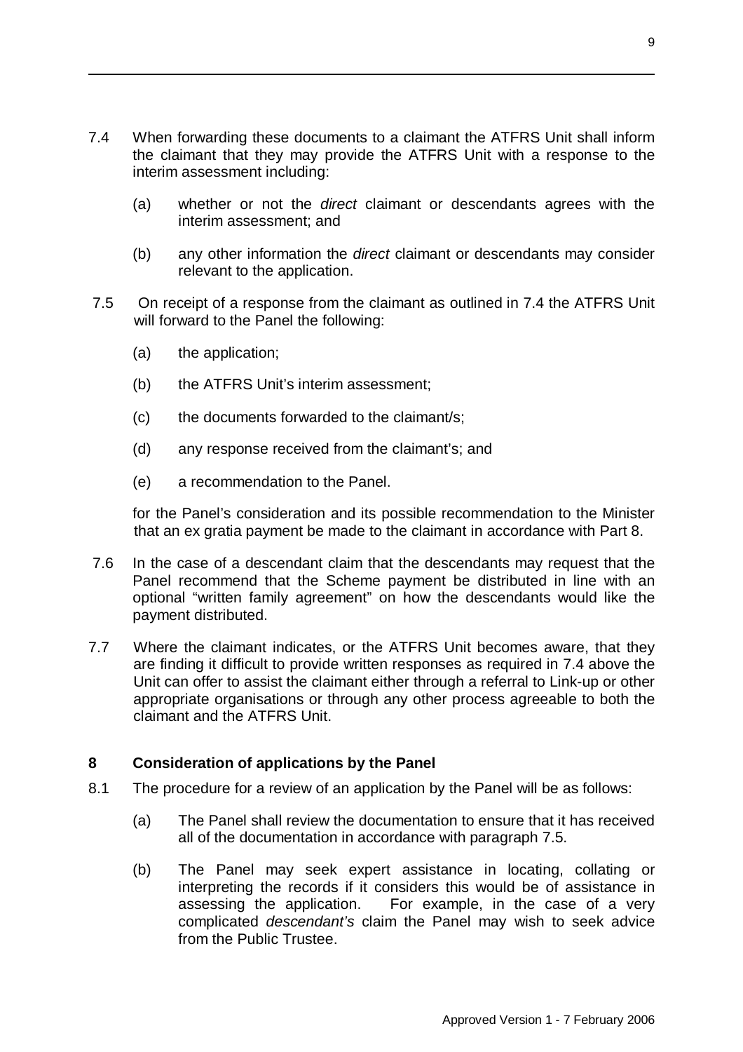7.4 When forwarding these documents to a claimant the ATFRS Unit shall inform the claimant that they may provide the ATFRS Unit with a response to the interim assessment including:

   (a) whether or not the *direct* claimant or descendants agrees with the interim assessment; and

   (b) any other information the *direct* claimant or descendants may consider relevant to the application.

7.5 On receipt of a response from the claimant as outlined in 7.4 the ATFRS Unit will forward to the Panel the following:

   (a) the application;

   (b) the ATFRS Unit's interim assessment;

   (c) the documents forwarded to the claimant/s;

   (d) any response received from the claimant's; and

   (e) a recommendation to the Panel.

   for the Panel's consideration and its possible recommendation to the Minister that an ex gratia payment be made to the claimant in accordance with Part 8.

7.6 In the case of a descendant claim that the descendants may request that the Panel recommend that the Scheme payment be distributed in line with an optional "written family agreement" on how the descendants would like the payment distributed.

7.7 Where the claimant indicates, or the ATFRS Unit becomes aware, that they are finding it difficult to provide written responses as required in 7.4 above the Unit can offer to assist the claimant either through a referral to Link-up or other appropriate organisations or through any other process agreeable to both the claimant and the ATFRS Unit.

## 8 Consideration of applications by the Panel

8.1 The procedure for a review of an application by the Panel will be as follows:

   (a) The Panel shall review the documentation to ensure that it has received all of the documentation in accordance with paragraph 7.5.

   (b) The Panel may seek expert assistance in locating, collating or interpreting the records if it considers this would be of assistance in assessing the application. For example, in the case of a very complicated *descendant's* claim the Panel may wish to seek advice from the Public Trustee.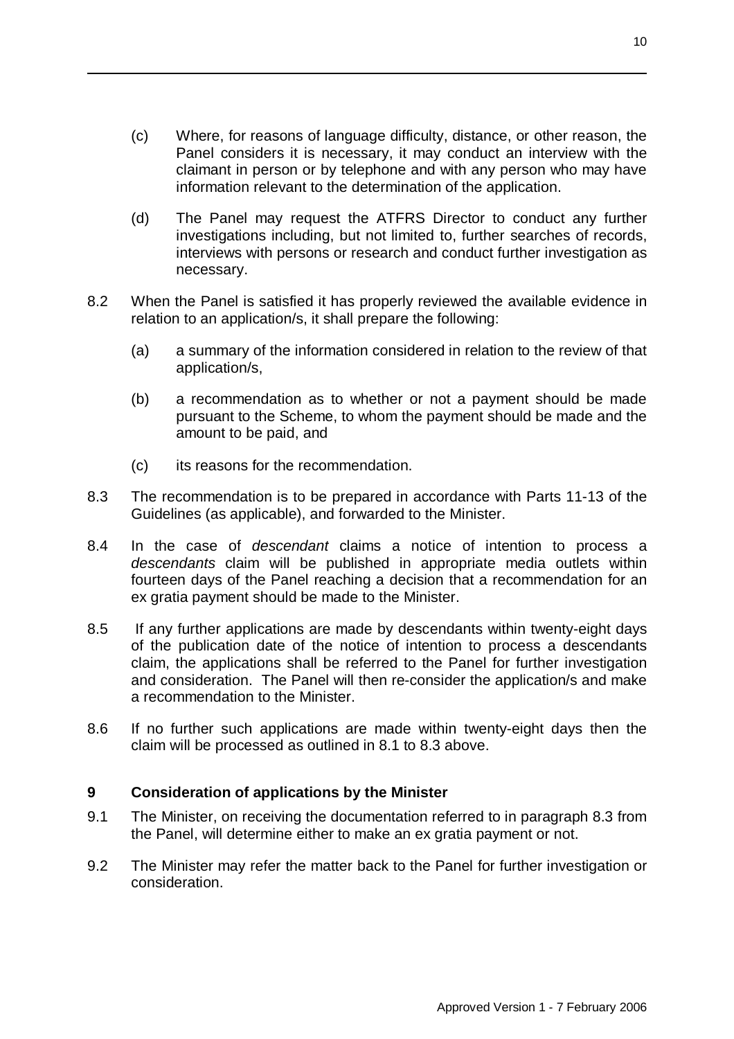(c) Where, for reasons of language difficulty, distance, or other reason, the Panel considers it is necessary, it may conduct an interview with the claimant in person or by telephone and with any person who may have information relevant to the determination of the application.

(d) The Panel may request the ATFRS Director to conduct any further investigations including, but not limited to, further searches of records, interviews with persons or research and conduct further investigation as necessary.

8.2 When the Panel is satisfied it has properly reviewed the available evidence in relation to an application/s, it shall prepare the following:

(a) a summary of the information considered in relation to the review of that application/s,

(b) a recommendation as to whether or not a payment should be made pursuant to the Scheme, to whom the payment should be made and the amount to be paid, and

(c) its reasons for the recommendation.

8.3 The recommendation is to be prepared in accordance with Parts 11-13 of the Guidelines (as applicable), and forwarded to the Minister.

8.4 In the case of *descendant* claims a notice of intention to process a *descendants* claim will be published in appropriate media outlets within fourteen days of the Panel reaching a decision that a recommendation for an ex gratia payment should be made to the Minister.

8.5 If any further applications are made by descendants within twenty-eight days of the publication date of the notice of intention to process a descendants claim, the applications shall be referred to the Panel for further investigation and consideration. The Panel will then re-consider the application/s and make a recommendation to the Minister.

8.6 If no further such applications are made within twenty-eight days then the claim will be processed as outlined in 8.1 to 8.3 above.

## 9 Consideration of applications by the Minister

9.1 The Minister, on receiving the documentation referred to in paragraph 8.3 from the Panel, will determine either to make an ex gratia payment or not.

9.2 The Minister may refer the matter back to the Panel for further investigation or consideration.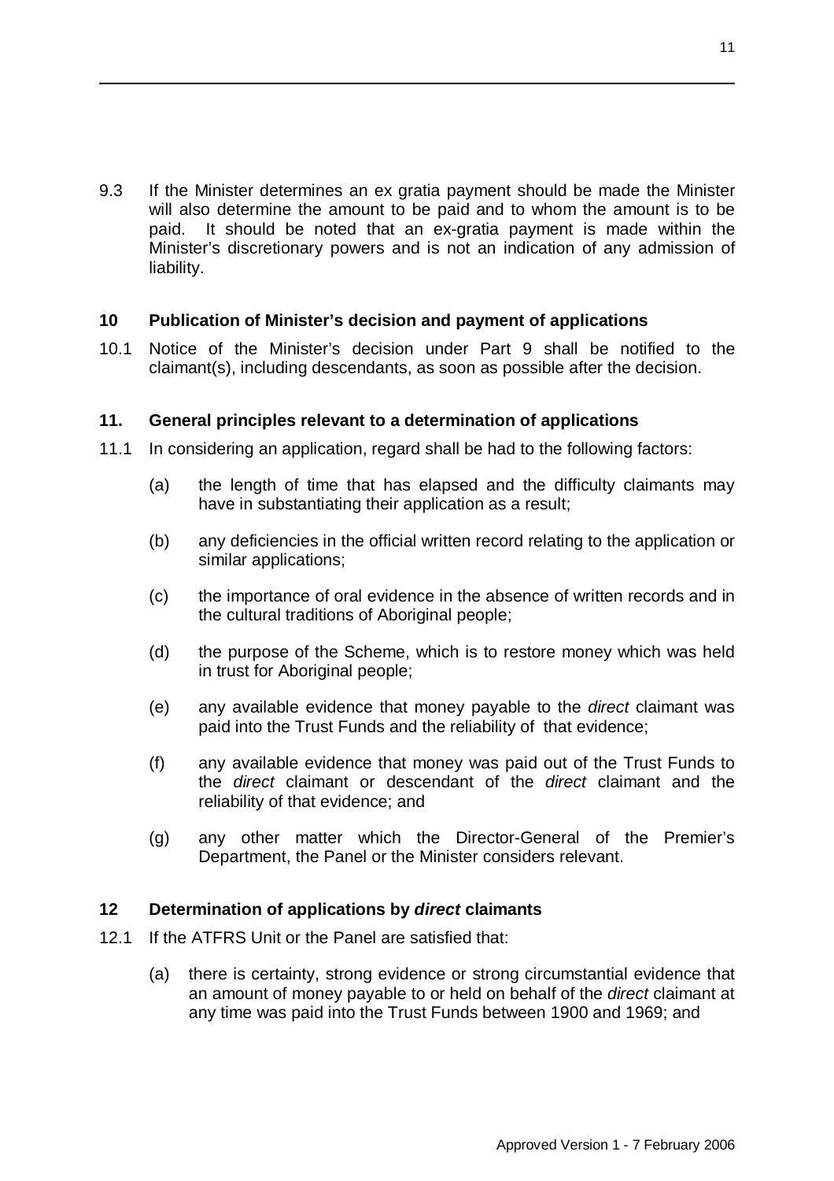9.3 If the Minister determines an ex gratia payment should be made the Minister will also determine the amount to be paid and to whom the amount is to be paid. It should be noted that an ex-gratia payment is made within the Minister's discretionary powers and is not an indication of any admission of liability.

## 10 Publication of Minister's decision and payment of applications

10.1 Notice of the Minister's decision under Part 9 shall be notified to the claimant(s), including descendants, as soon as possible after the decision.

## 11. General principles relevant to a determination of applications

11.1 In considering an application, regard shall be had to the following factors:

(a) the length of time that has elapsed and the difficulty claimants may have in substantiating their application as a result;

(b) any deficiencies in the official written record relating to the application or similar applications;

(c) the importance of oral evidence in the absence of written records and in the cultural traditions of Aboriginal people;

(d) the purpose of the Scheme, which is to restore money which was held in trust for Aboriginal people;

(e) any available evidence that money payable to the *direct* claimant was paid into the Trust Funds and the reliability of that evidence;

(f) any available evidence that money was paid out of the Trust Funds to the *direct* claimant or descendant of the *direct* claimant and the reliability of that evidence; and

(g) any other matter which the Director-General of the Premier's Department, the Panel or the Minister considers relevant.

## 12 Determination of applications by *direct* claimants

12.1 If the ATFRS Unit or the Panel are satisfied that:

(a) there is certainty, strong evidence or strong circumstantial evidence that an amount of money payable to or held on behalf of the *direct* claimant at any time was paid into the Trust Funds between 1900 and 1969; and

Approved Version 1 - 7 February 2006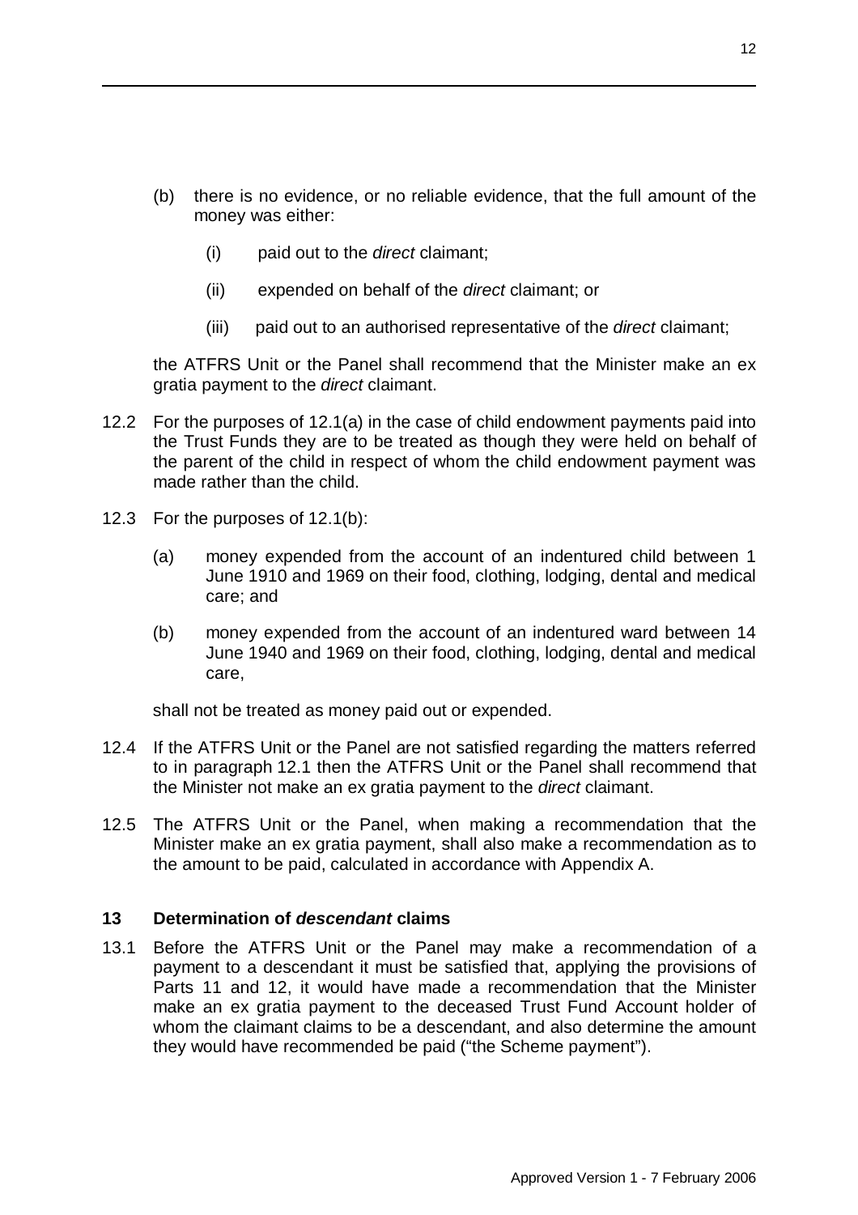(b) there is no evidence, or no reliable evidence, that the full amount of the money was either:

  (i) paid out to the *direct* claimant;

  (ii) expended on behalf of the *direct* claimant; or

  (iii) paid out to an authorised representative of the *direct* claimant;

the ATFRS Unit or the Panel shall recommend that the Minister make an ex gratia payment to the *direct* claimant.

12.2 For the purposes of 12.1(a) in the case of child endowment payments paid into the Trust Funds they are to be treated as though they were held on behalf of the parent of the child in respect of whom the child endowment payment was made rather than the child.

12.3 For the purposes of 12.1(b):

(a) money expended from the account of an indentured child between 1 June 1910 and 1969 on their food, clothing, lodging, dental and medical care; and

(b) money expended from the account of an indentured ward between 14 June 1940 and 1969 on their food, clothing, lodging, dental and medical care,

shall not be treated as money paid out or expended.

12.4 If the ATFRS Unit or the Panel are not satisfied regarding the matters referred to in paragraph 12.1 then the ATFRS Unit or the Panel shall recommend that the Minister not make an ex gratia payment to the *direct* claimant.

12.5 The ATFRS Unit or the Panel, when making a recommendation that the Minister make an ex gratia payment, shall also make a recommendation as to the amount to be paid, calculated in accordance with Appendix A.

### 13 Determination of *descendant* claims

13.1 Before the ATFRS Unit or the Panel may make a recommendation of a payment to a descendant it must be satisfied that, applying the provisions of Parts 11 and 12, it would have made a recommendation that the Minister make an ex gratia payment to the deceased Trust Fund Account holder of whom the claimant claims to be a descendant, and also determine the amount they would have recommended be paid ("the Scheme payment").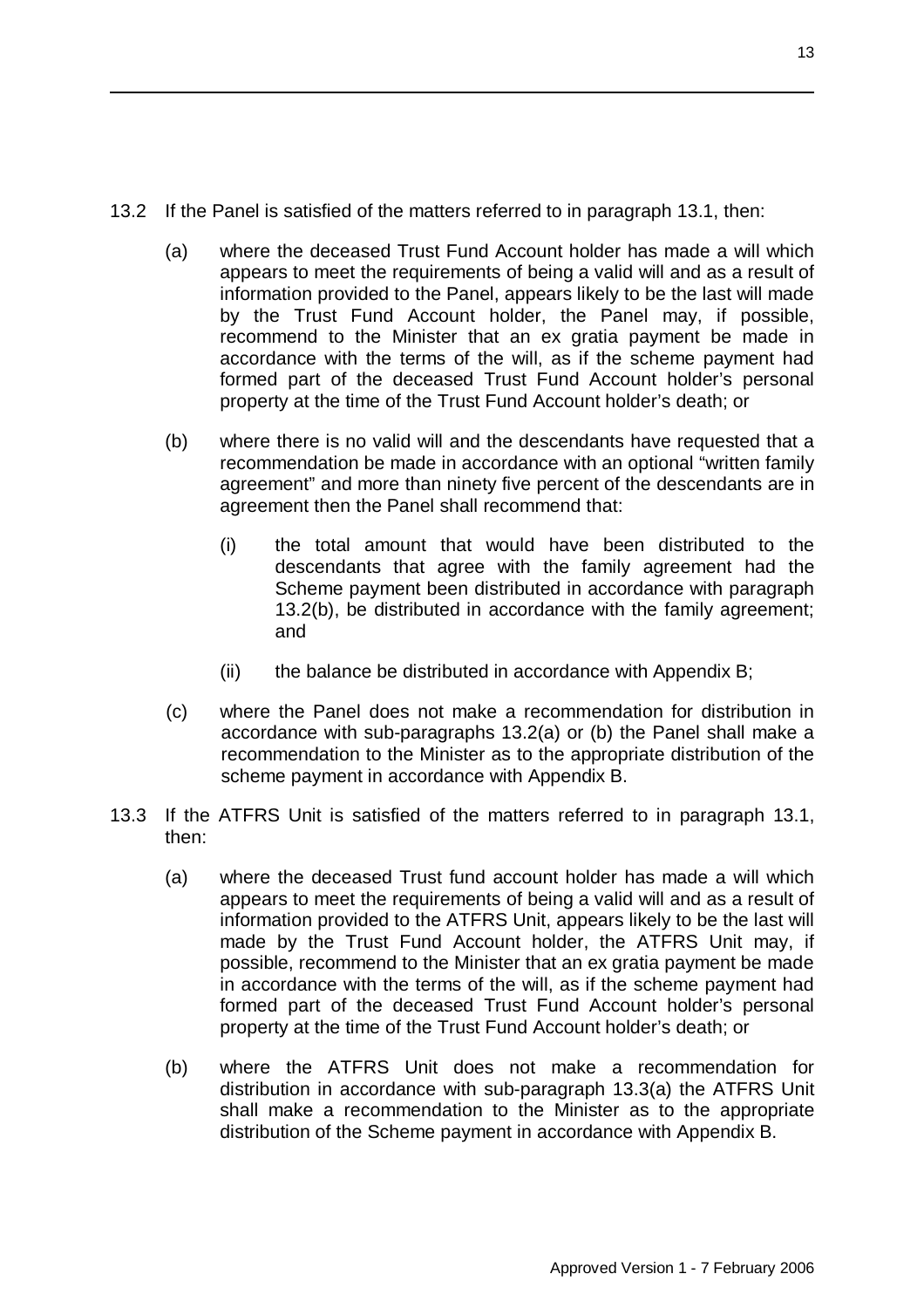13.2 If the Panel is satisfied of the matters referred to in paragraph 13.1, then:

(a) where the deceased Trust Fund Account holder has made a will which appears to meet the requirements of being a valid will and as a result of information provided to the Panel, appears likely to be the last will made by the Trust Fund Account holder, the Panel may, if possible, recommend to the Minister that an ex gratia payment be made in accordance with the terms of the will, as if the scheme payment had formed part of the deceased Trust Fund Account holder's personal property at the time of the Trust Fund Account holder's death; or

(b) where there is no valid will and the descendants have requested that a recommendation be made in accordance with an optional "written family agreement" and more than ninety five percent of the descendants are in agreement then the Panel shall recommend that:

(i) the total amount that would have been distributed to the descendants that agree with the family agreement had the Scheme payment been distributed in accordance with paragraph 13.2(b), be distributed in accordance with the family agreement; and

(ii) the balance be distributed in accordance with Appendix B;

(c) where the Panel does not make a recommendation for distribution in accordance with sub-paragraphs 13.2(a) or (b) the Panel shall make a recommendation to the Minister as to the appropriate distribution of the scheme payment in accordance with Appendix B.

13.3 If the ATFRS Unit is satisfied of the matters referred to in paragraph 13.1, then:

(a) where the deceased Trust fund account holder has made a will which appears to meet the requirements of being a valid will and as a result of information provided to the ATFRS Unit, appears likely to be the last will made by the Trust Fund Account holder, the ATFRS Unit may, if possible, recommend to the Minister that an ex gratia payment be made in accordance with the terms of the will, as if the scheme payment had formed part of the deceased Trust Fund Account holder's personal property at the time of the Trust Fund Account holder's death; or

(b) where the ATFRS Unit does not make a recommendation for distribution in accordance with sub-paragraph 13.3(a) the ATFRS Unit shall make a recommendation to the Minister as to the appropriate distribution of the Scheme payment in accordance with Appendix B.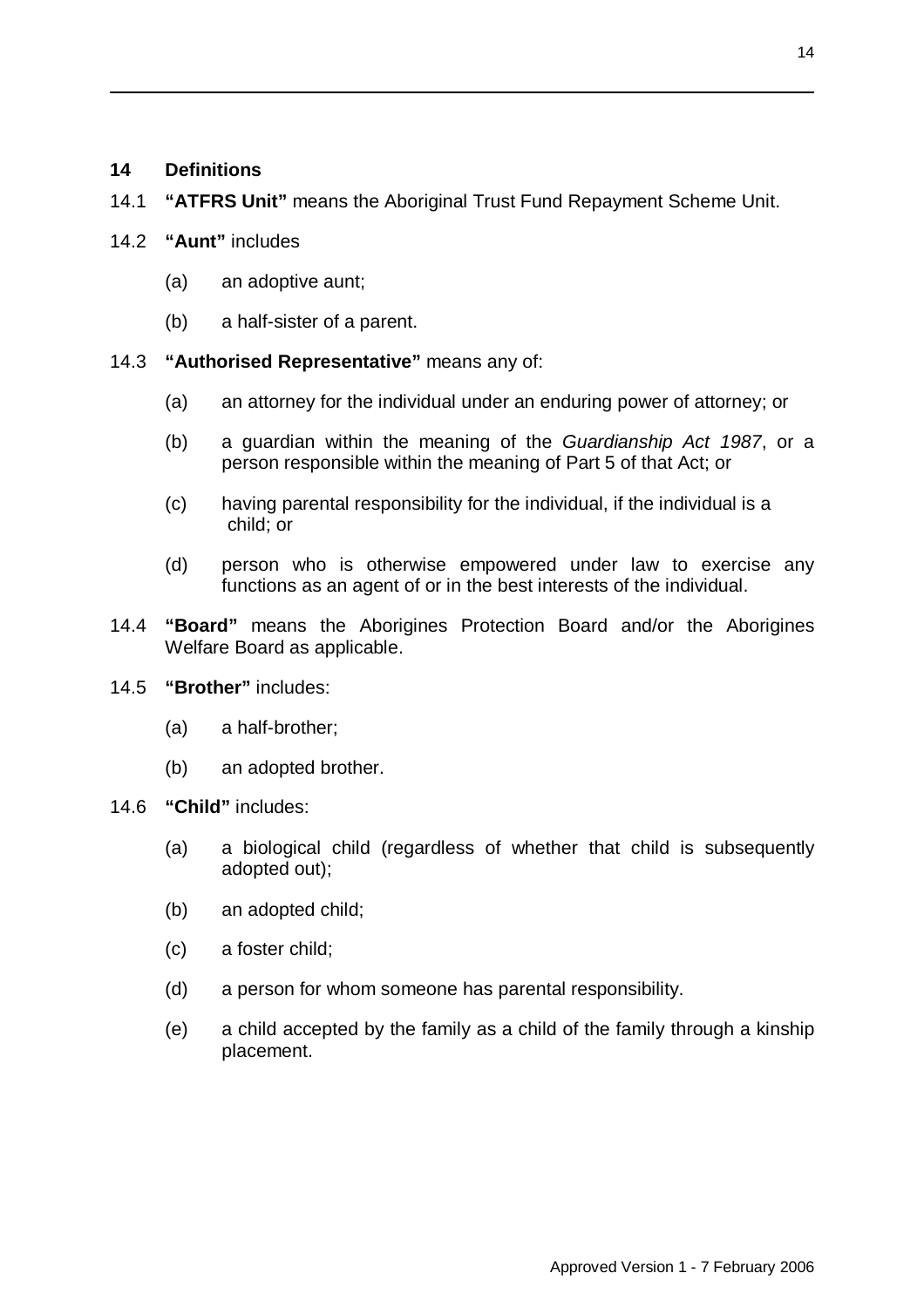## 14 Definitions

14.1 **"ATFRS Unit"** means the Aboriginal Trust Fund Repayment Scheme Unit.

14.2 **"Aunt"** includes

- (a) an adoptive aunt;
- (b) a half-sister of a parent.

14.3 **"Authorised Representative"** means any of:

- (a) an attorney for the individual under an enduring power of attorney; or
- (b) a guardian within the meaning of the *Guardianship Act 1987*, or a person responsible within the meaning of Part 5 of that Act; or
- (c) having parental responsibility for the individual, if the individual is a child; or
- (d) person who is otherwise empowered under law to exercise any functions as an agent of or in the best interests of the individual.

14.4 **"Board"** means the Aborigines Protection Board and/or the Aborigines Welfare Board as applicable.

14.5 **"Brother"** includes:

- (a) a half-brother;
- (b) an adopted brother.

14.6 **"Child"** includes:

- (a) a biological child (regardless of whether that child is subsequently adopted out);
- (b) an adopted child;
- (c) a foster child;
- (d) a person for whom someone has parental responsibility.
- (e) a child accepted by the family as a child of the family through a kinship placement.

Approved Version 1 - 7 February 2006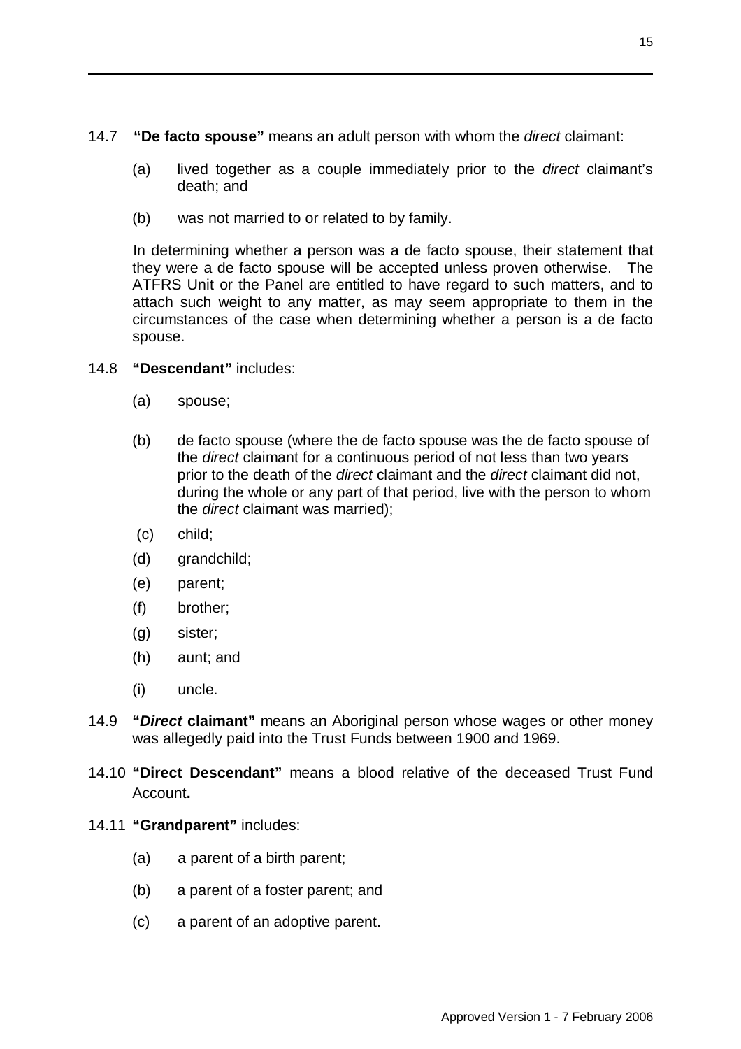14.7 **"De facto spouse"** means an adult person with whom the *direct* claimant:

(a) lived together as a couple immediately prior to the *direct* claimant's death; and

(b) was not married to or related to by family.

In determining whether a person was a de facto spouse, their statement that they were a de facto spouse will be accepted unless proven otherwise. The ATFRS Unit or the Panel are entitled to have regard to such matters, and to attach such weight to any matter, as may seem appropriate to them in the circumstances of the case when determining whether a person is a de facto spouse.

14.8 **"Descendant"** includes:

(a) spouse;

(b) de facto spouse (where the de facto spouse was the de facto spouse of the *direct* claimant for a continuous period of not less than two years prior to the death of the *direct* claimant and the *direct* claimant did not, during the whole or any part of that period, live with the person to whom the *direct* claimant was married);

(c) child;

(d) grandchild;

(e) parent;

(f) brother;

(g) sister;

(h) aunt; and

(i) uncle.

14.9 **"*Direct* claimant"** means an Aboriginal person whose wages or other money was allegedly paid into the Trust Funds between 1900 and 1969.

14.10 **"Direct Descendant"** means a blood relative of the deceased Trust Fund Account**.**

14.11 **"Grandparent"** includes:

(a) a parent of a birth parent;

(b) a parent of a foster parent; and

(c) a parent of an adoptive parent.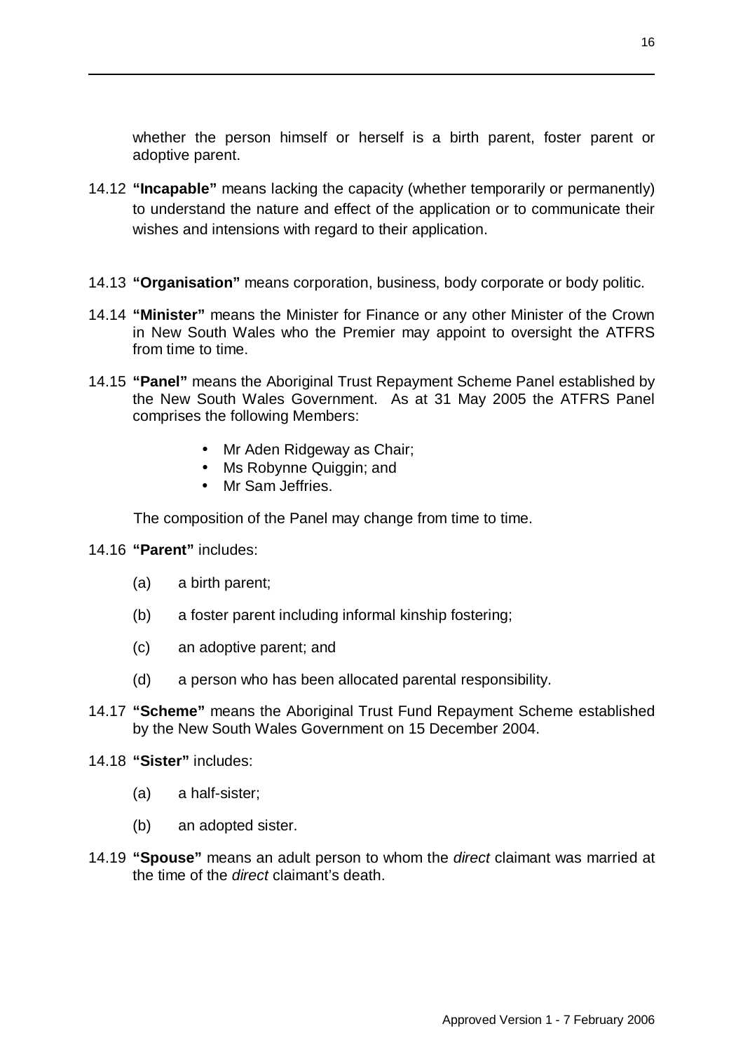whether the person himself or herself is a birth parent, foster parent or adoptive parent.

14.12 **"Incapable"** means lacking the capacity (whether temporarily or permanently) to understand the nature and effect of the application or to communicate their wishes and intensions with regard to their application.

14.13 **"Organisation"** means corporation, business, body corporate or body politic.

14.14 **"Minister"** means the Minister for Finance or any other Minister of the Crown in New South Wales who the Premier may appoint to oversight the ATFRS from time to time.

14.15 **"Panel"** means the Aboriginal Trust Repayment Scheme Panel established by the New South Wales Government. As at 31 May 2005 the ATFRS Panel comprises the following Members:

- Mr Aden Ridgeway as Chair;
- Ms Robynne Quiggin; and
- Mr Sam Jeffries.

The composition of the Panel may change from time to time.

14.16 **"Parent"** includes:

(a) a birth parent;

(b) a foster parent including informal kinship fostering;

(c) an adoptive parent; and

(d) a person who has been allocated parental responsibility.

14.17 **"Scheme"** means the Aboriginal Trust Fund Repayment Scheme established by the New South Wales Government on 15 December 2004.

14.18 **"Sister"** includes:

(a) a half-sister;

(b) an adopted sister.

14.19 **"Spouse"** means an adult person to whom the *direct* claimant was married at the time of the *direct* claimant's death.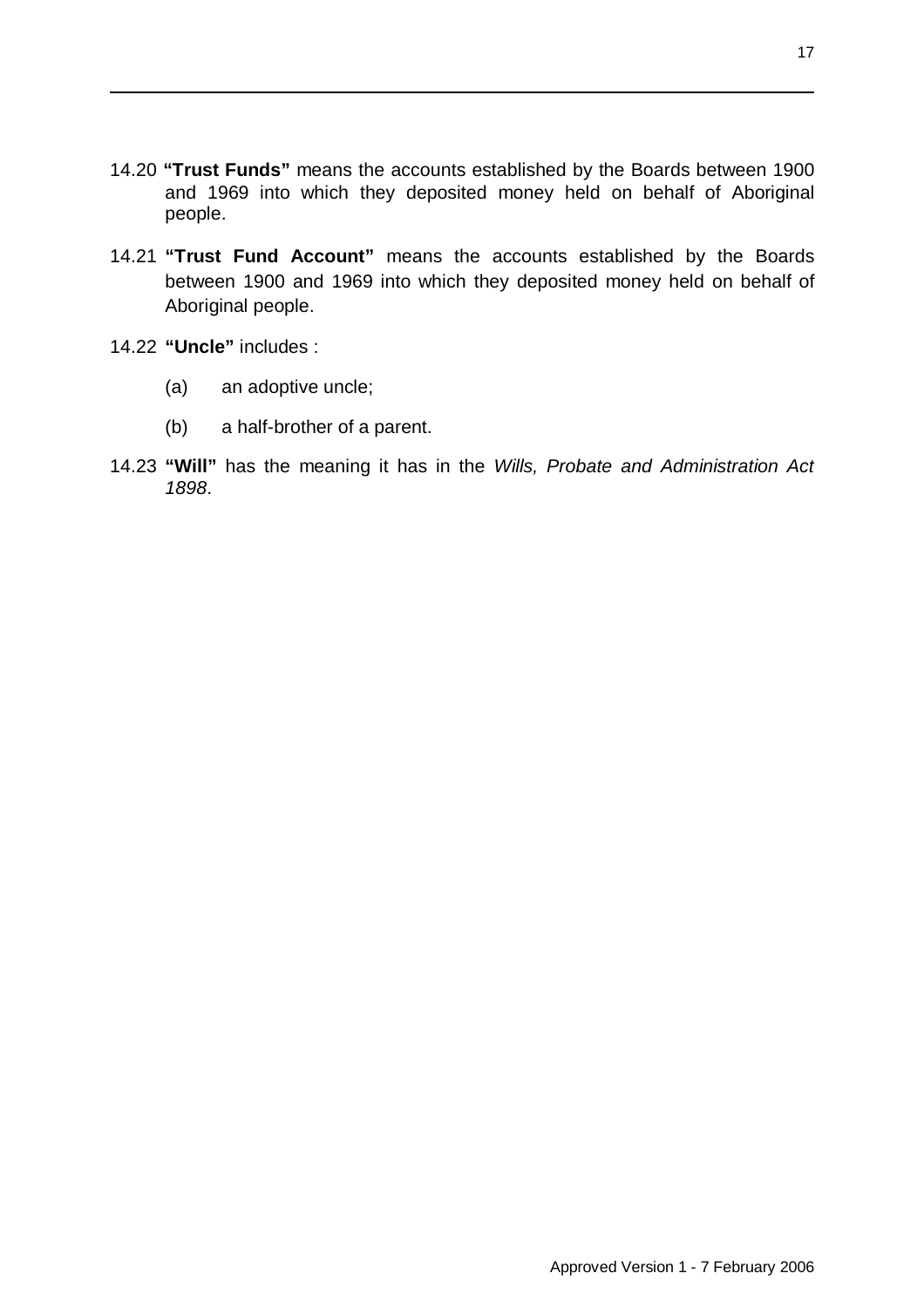14.20 **"Trust Funds"** means the accounts established by the Boards between 1900 and 1969 into which they deposited money held on behalf of Aboriginal people.

14.21 **"Trust Fund Account"** means the accounts established by the Boards between 1900 and 1969 into which they deposited money held on behalf of Aboriginal people.

14.22 **"Uncle"** includes :

- (a) an adoptive uncle;
- (b) a half-brother of a parent.

14.23 **"Will"** has the meaning it has in the *Wills, Probate and Administration Act 1898*.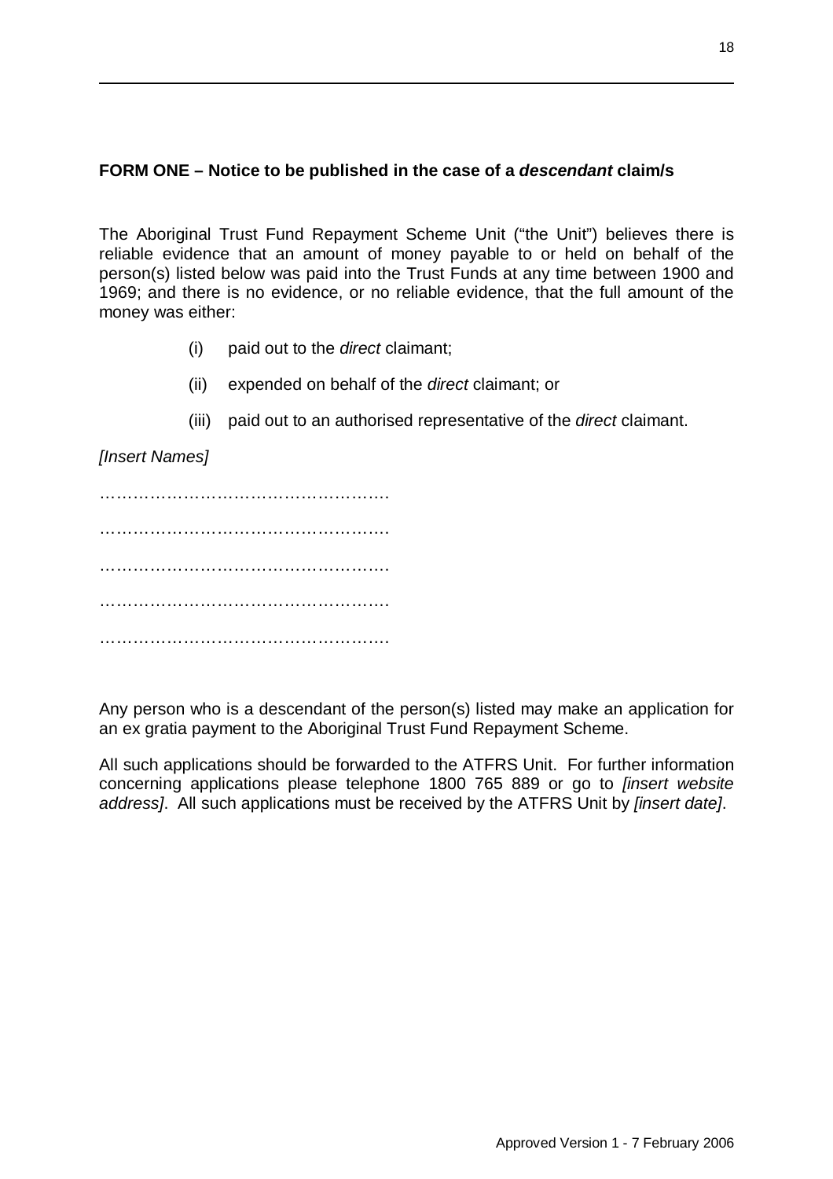**FORM ONE – Notice to be published in the case of a *descendant* claim/s**

The Aboriginal Trust Fund Repayment Scheme Unit ("the Unit") believes there is reliable evidence that an amount of money payable to or held on behalf of the person(s) listed below was paid into the Trust Funds at any time between 1900 and 1969; and there is no evidence, or no reliable evidence, that the full amount of the money was either:

(i) paid out to the *direct* claimant;

(ii) expended on behalf of the *direct* claimant; or

(iii) paid out to an authorised representative of the *direct* claimant.

*[Insert Names]*

…………………………………………….

…………………………………………….

…………………………………………….

…………………………………………….

…………………………………………….

Any person who is a descendant of the person(s) listed may make an application for an ex gratia payment to the Aboriginal Trust Fund Repayment Scheme.

All such applications should be forwarded to the ATFRS Unit. For further information concerning applications please telephone 1800 765 889 or go to *[insert website address]*. All such applications must be received by the ATFRS Unit by *[insert date]*.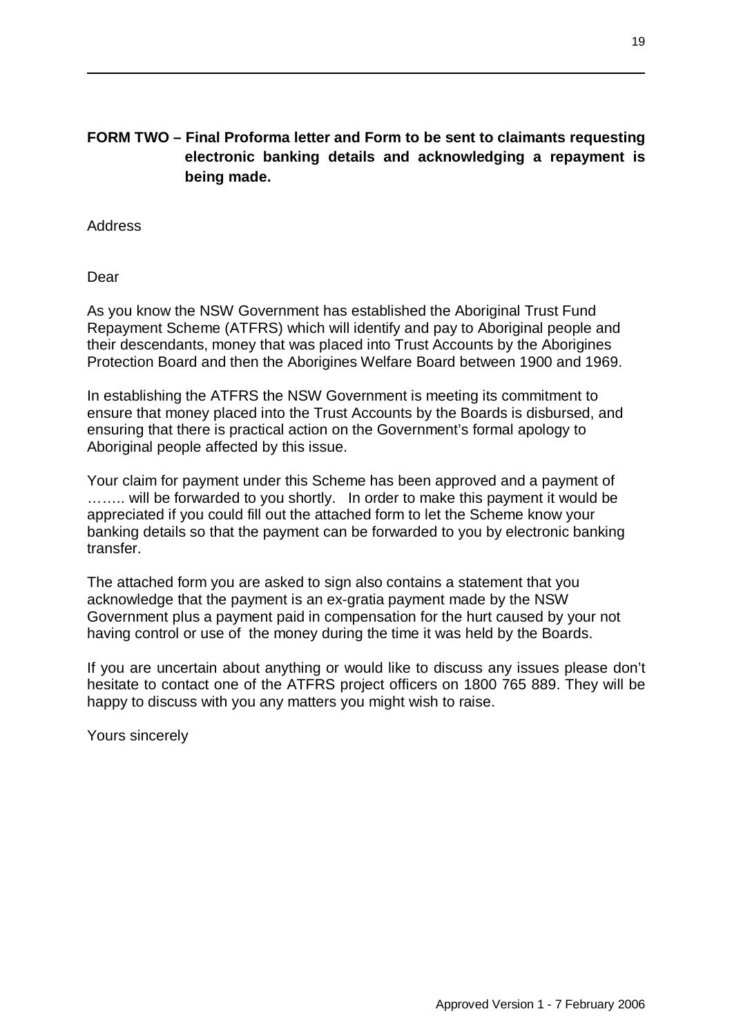**FORM TWO – Final Proforma letter and Form to be sent to claimants requesting electronic banking details and acknowledging a repayment is being made.**

Address

Dear

As you know the NSW Government has established the Aboriginal Trust Fund Repayment Scheme (ATFRS) which will identify and pay to Aboriginal people and their descendants, money that was placed into Trust Accounts by the Aborigines Protection Board and then the Aborigines Welfare Board between 1900 and 1969.

In establishing the ATFRS the NSW Government is meeting its commitment to ensure that money placed into the Trust Accounts by the Boards is disbursed, and ensuring that there is practical action on the Government's formal apology to Aboriginal people affected by this issue.

Your claim for payment under this Scheme has been approved and a payment of …….. will be forwarded to you shortly. In order to make this payment it would be appreciated if you could fill out the attached form to let the Scheme know your banking details so that the payment can be forwarded to you by electronic banking transfer.

The attached form you are asked to sign also contains a statement that you acknowledge that the payment is an ex-gratia payment made by the NSW Government plus a payment paid in compensation for the hurt caused by your not having control or use of the money during the time it was held by the Boards.

If you are uncertain about anything or would like to discuss any issues please don't hesitate to contact one of the ATFRS project officers on 1800 765 889. They will be happy to discuss with you any matters you might wish to raise.

Yours sincerely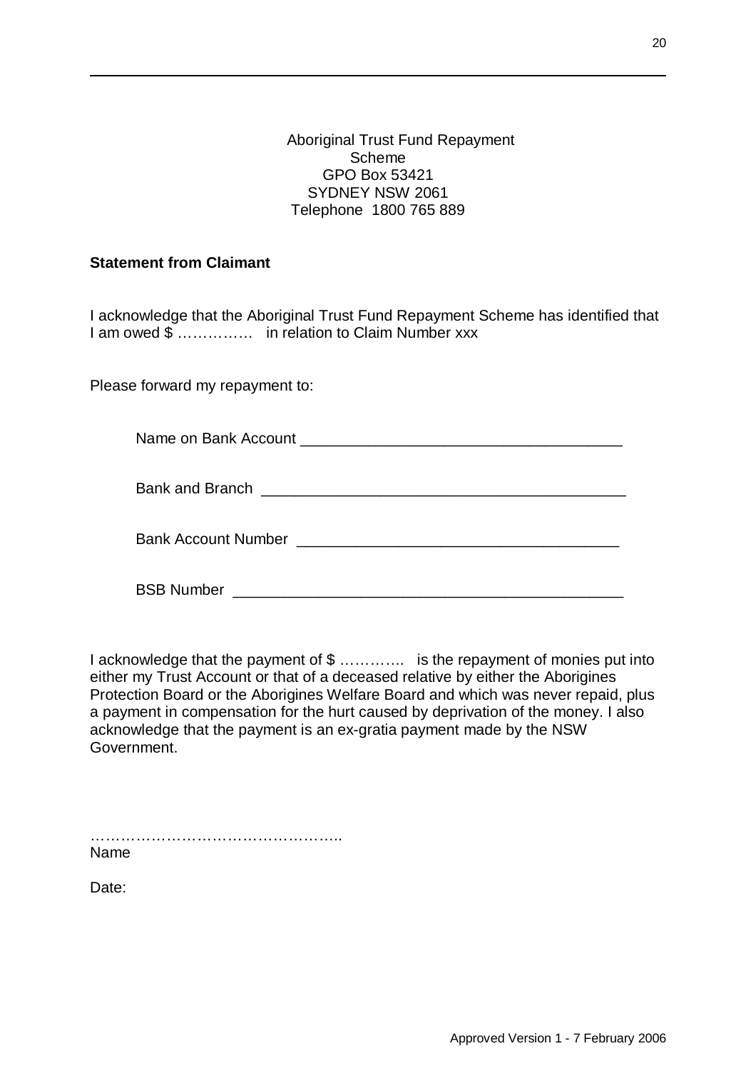Aboriginal Trust Fund Repayment Scheme
GPO Box 53421
SYDNEY NSW 2061
Telephone 1800 765 889

**Statement from Claimant**

I acknowledge that the Aboriginal Trust Fund Repayment Scheme has identified that I am owed $ …………… in relation to Claim Number xxx

Please forward my repayment to:

Name on Bank Account ______________________________________

Bank and Branch ___________________________________________

Bank Account Number _____________________________________

BSB Number ______________________________________________

I acknowledge that the payment of $ …………. is the repayment of monies put into either my Trust Account or that of a deceased relative by either the Aborigines Protection Board or the Aborigines Welfare Board and which was never repaid, plus a payment in compensation for the hurt caused by deprivation of the money. I also acknowledge that the payment is an ex-gratia payment made by the NSW Government.

…………………………………………..
Name

Date:

Approved Version 1 - 7 February 2006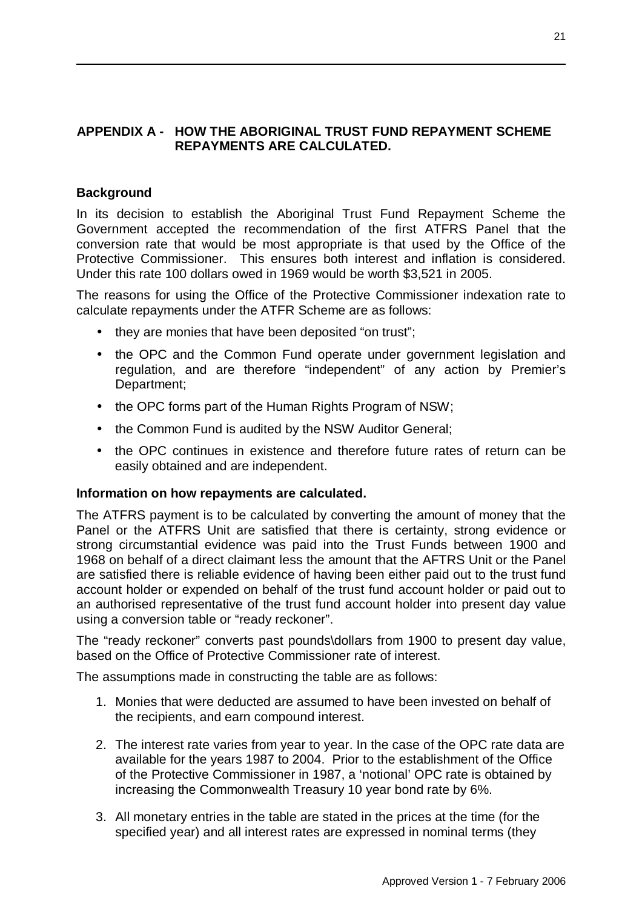## APPENDIX A - HOW THE ABORIGINAL TRUST FUND REPAYMENT SCHEME REPAYMENTS ARE CALCULATED.

### Background

In its decision to establish the Aboriginal Trust Fund Repayment Scheme the Government accepted the recommendation of the first ATFRS Panel that the conversion rate that would be most appropriate is that used by the Office of the Protective Commissioner. This ensures both interest and inflation is considered. Under this rate 100 dollars owed in 1969 would be worth $3,521 in 2005.

The reasons for using the Office of the Protective Commissioner indexation rate to calculate repayments under the ATFR Scheme are as follows:

- they are monies that have been deposited "on trust";
- the OPC and the Common Fund operate under government legislation and regulation, and are therefore "independent" of any action by Premier's Department;
- the OPC forms part of the Human Rights Program of NSW;
- the Common Fund is audited by the NSW Auditor General;
- the OPC continues in existence and therefore future rates of return can be easily obtained and are independent.

### Information on how repayments are calculated.

The ATFRS payment is to be calculated by converting the amount of money that the Panel or the ATFRS Unit are satisfied that there is certainty, strong evidence or strong circumstantial evidence was paid into the Trust Funds between 1900 and 1968 on behalf of a direct claimant less the amount that the AFTRS Unit or the Panel are satisfied there is reliable evidence of having been either paid out to the trust fund account holder or expended on behalf of the trust fund account holder or paid out to an authorised representative of the trust fund account holder into present day value using a conversion table or "ready reckoner".

The "ready reckoner" converts past pounds\dollars from 1900 to present day value, based on the Office of Protective Commissioner rate of interest.

The assumptions made in constructing the table are as follows:

1. Monies that were deducted are assumed to have been invested on behalf of the recipients, and earn compound interest.
2. The interest rate varies from year to year. In the case of the OPC rate data are available for the years 1987 to 2004. Prior to the establishment of the Office of the Protective Commissioner in 1987, a 'notional' OPC rate is obtained by increasing the Commonwealth Treasury 10 year bond rate by 6%.
3. All monetary entries in the table are stated in the prices at the time (for the specified year) and all interest rates are expressed in nominal terms (they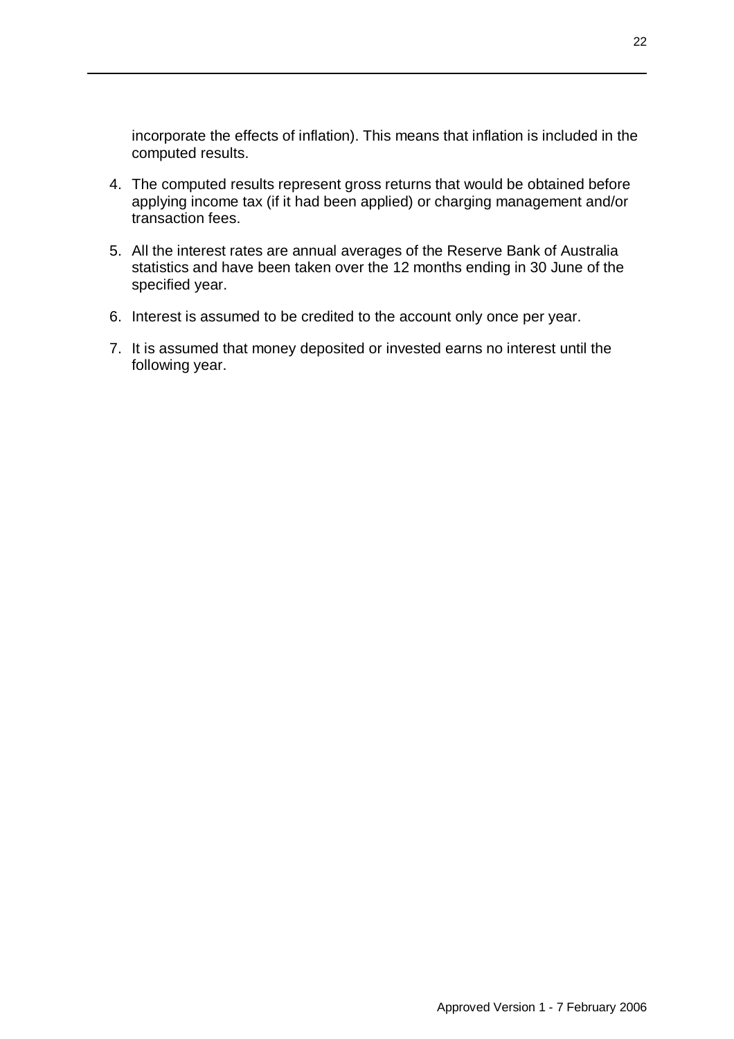incorporate the effects of inflation). This means that inflation is included in the computed results.

4. The computed results represent gross returns that would be obtained before applying income tax (if it had been applied) or charging management and/or transaction fees.

5. All the interest rates are annual averages of the Reserve Bank of Australia statistics and have been taken over the 12 months ending in 30 June of the specified year.

6. Interest is assumed to be credited to the account only once per year.

7. It is assumed that money deposited or invested earns no interest until the following year.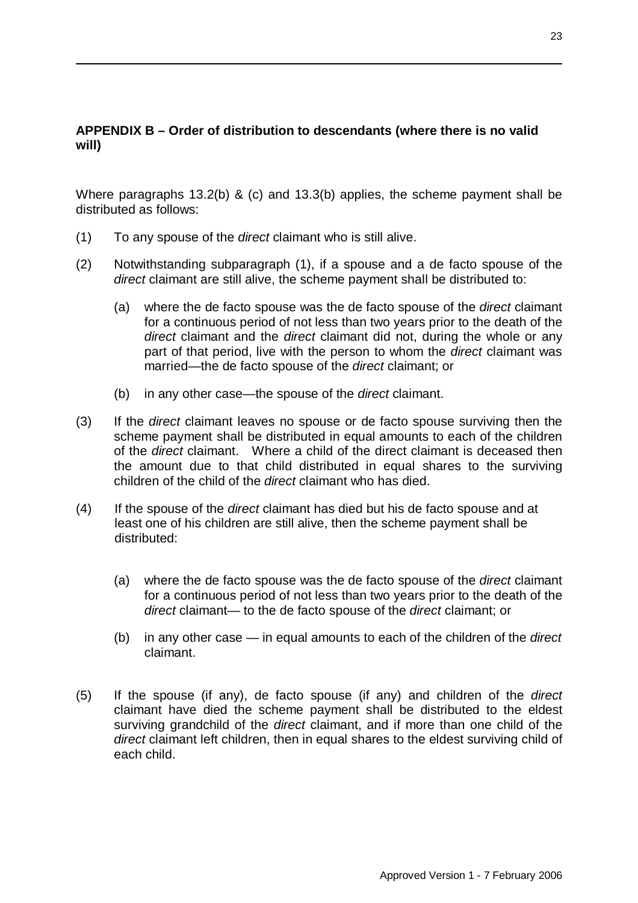**APPENDIX B – Order of distribution to descendants (where there is no valid will)**

Where paragraphs 13.2(b) & (c) and 13.3(b) applies, the scheme payment shall be distributed as follows:

(1) To any spouse of the *direct* claimant who is still alive.

(2) Notwithstanding subparagraph (1), if a spouse and a de facto spouse of the *direct* claimant are still alive, the scheme payment shall be distributed to:

  (a) where the de facto spouse was the de facto spouse of the *direct* claimant for a continuous period of not less than two years prior to the death of the *direct* claimant and the *direct* claimant did not, during the whole or any part of that period, live with the person to whom the *direct* claimant was married—the de facto spouse of the *direct* claimant; or

  (b) in any other case—the spouse of the *direct* claimant.

(3) If the *direct* claimant leaves no spouse or de facto spouse surviving then the scheme payment shall be distributed in equal amounts to each of the children of the *direct* claimant. Where a child of the direct claimant is deceased then the amount due to that child distributed in equal shares to the surviving children of the child of the *direct* claimant who has died.

(4) If the spouse of the *direct* claimant has died but his de facto spouse and at least one of his children are still alive, then the scheme payment shall be distributed:

  (a) where the de facto spouse was the de facto spouse of the *direct* claimant for a continuous period of not less than two years prior to the death of the *direct* claimant— to the de facto spouse of the *direct* claimant; or

  (b) in any other case — in equal amounts to each of the children of the *direct* claimant.

(5) If the spouse (if any), de facto spouse (if any) and children of the *direct* claimant have died the scheme payment shall be distributed to the eldest surviving grandchild of the *direct* claimant, and if more than one child of the *direct* claimant left children, then in equal shares to the eldest surviving child of each child.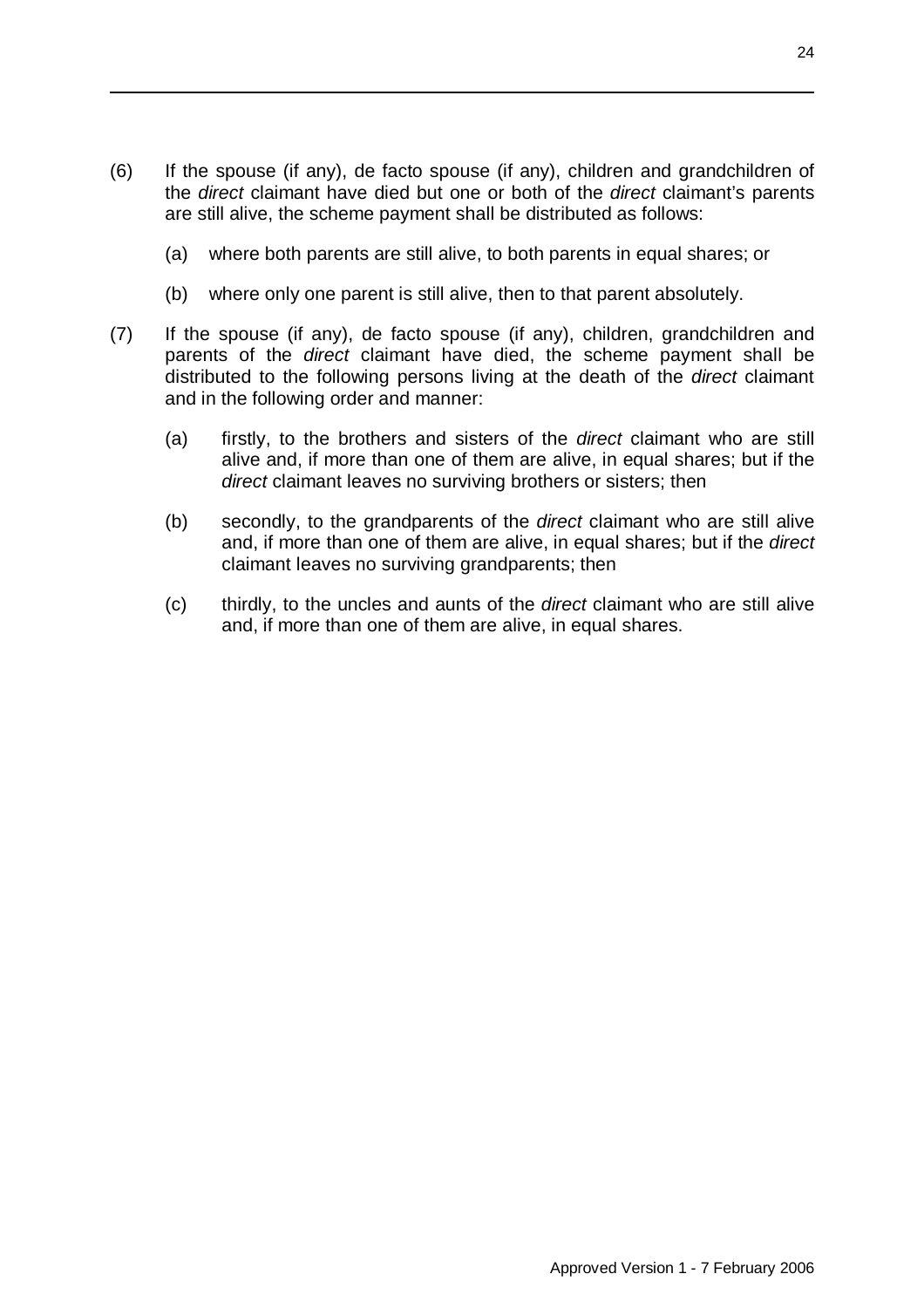(6) If the spouse (if any), de facto spouse (if any), children and grandchildren of the *direct* claimant have died but one or both of the *direct* claimant's parents are still alive, the scheme payment shall be distributed as follows:

   (a) where both parents are still alive, to both parents in equal shares; or

   (b) where only one parent is still alive, then to that parent absolutely.

(7) If the spouse (if any), de facto spouse (if any), children, grandchildren and parents of the *direct* claimant have died, the scheme payment shall be distributed to the following persons living at the death of the *direct* claimant and in the following order and manner:

   (a) firstly, to the brothers and sisters of the *direct* claimant who are still alive and, if more than one of them are alive, in equal shares; but if the *direct* claimant leaves no surviving brothers or sisters; then

   (b) secondly, to the grandparents of the *direct* claimant who are still alive and, if more than one of them are alive, in equal shares; but if the *direct* claimant leaves no surviving grandparents; then

   (c) thirdly, to the uncles and aunts of the *direct* claimant who are still alive and, if more than one of them are alive, in equal shares.